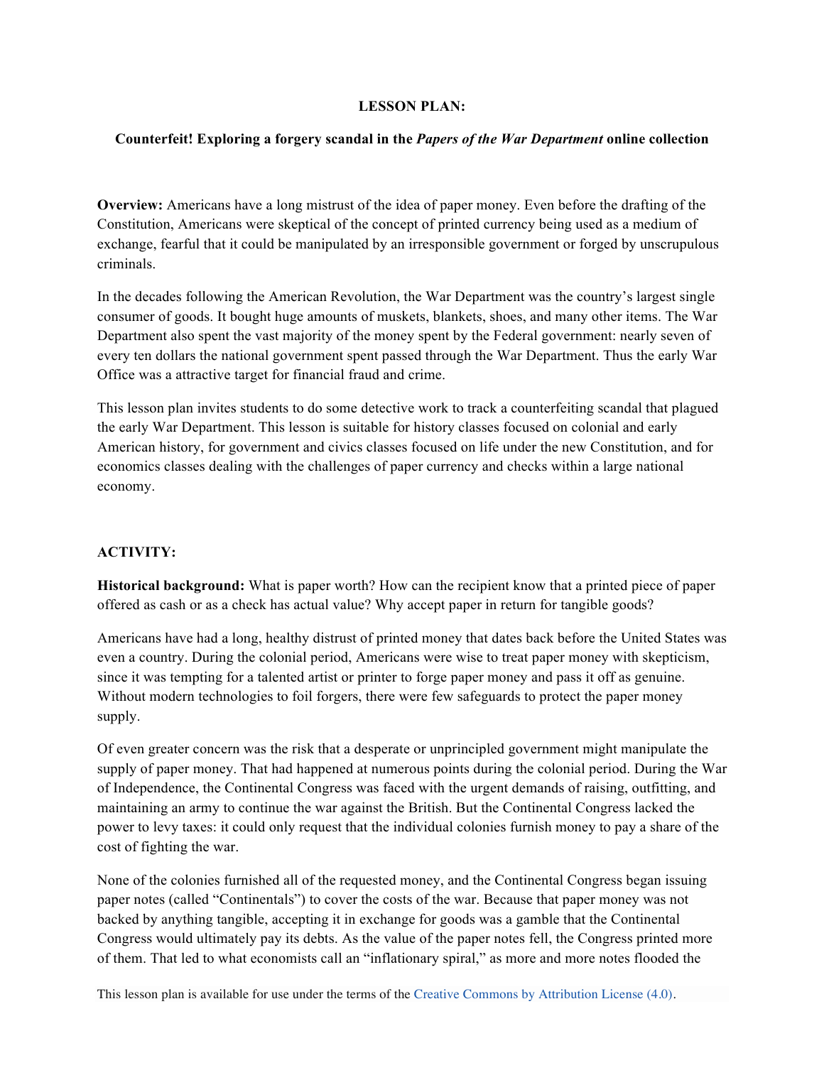**LESSON PLAN:**

**Counterfeit! Exploring a forgery scandal in the *Papers of the War Department* online collection**

**Overview:** Americans have a long mistrust of the idea of paper money. Even before the drafting of the Constitution, Americans were skeptical of the concept of printed currency being used as a medium of exchange, fearful that it could be manipulated by an irresponsible government or forged by unscrupulous criminals.

In the decades following the American Revolution, the War Department was the country's largest single consumer of goods. It bought huge amounts of muskets, blankets, shoes, and many other items. The War Department also spent the vast majority of the money spent by the Federal government: nearly seven of every ten dollars the national government spent passed through the War Department. Thus the early War Office was a attractive target for financial fraud and crime.

This lesson plan invites students to do some detective work to track a counterfeiting scandal that plagued the early War Department. This lesson is suitable for history classes focused on colonial and early American history, for government and civics classes focused on life under the new Constitution, and for economics classes dealing with the challenges of paper currency and checks within a large national economy.

**ACTIVITY:**

**Historical background:** What is paper worth? How can the recipient know that a printed piece of paper offered as cash or as a check has actual value? Why accept paper in return for tangible goods?

Americans have had a long, healthy distrust of printed money that dates back before the United States was even a country. During the colonial period, Americans were wise to treat paper money with skepticism, since it was tempting for a talented artist or printer to forge paper money and pass it off as genuine. Without modern technologies to foil forgers, there were few safeguards to protect the paper money supply.

Of even greater concern was the risk that a desperate or unprincipled government might manipulate the supply of paper money. That had happened at numerous points during the colonial period. During the War of Independence, the Continental Congress was faced with the urgent demands of raising, outfitting, and maintaining an army to continue the war against the British. But the Continental Congress lacked the power to levy taxes: it could only request that the individual colonies furnish money to pay a share of the cost of fighting the war.

None of the colonies furnished all of the requested money, and the Continental Congress began issuing paper notes (called "Continentals") to cover the costs of the war. Because that paper money was not backed by anything tangible, accepting it in exchange for goods was a gamble that the Continental Congress would ultimately pay its debts. As the value of the paper notes fell, the Congress printed more of them. That led to what economists call an "inflationary spiral," as more and more notes flooded the

This lesson plan is available for use under the terms of the Creative Commons by Attribution License (4.0).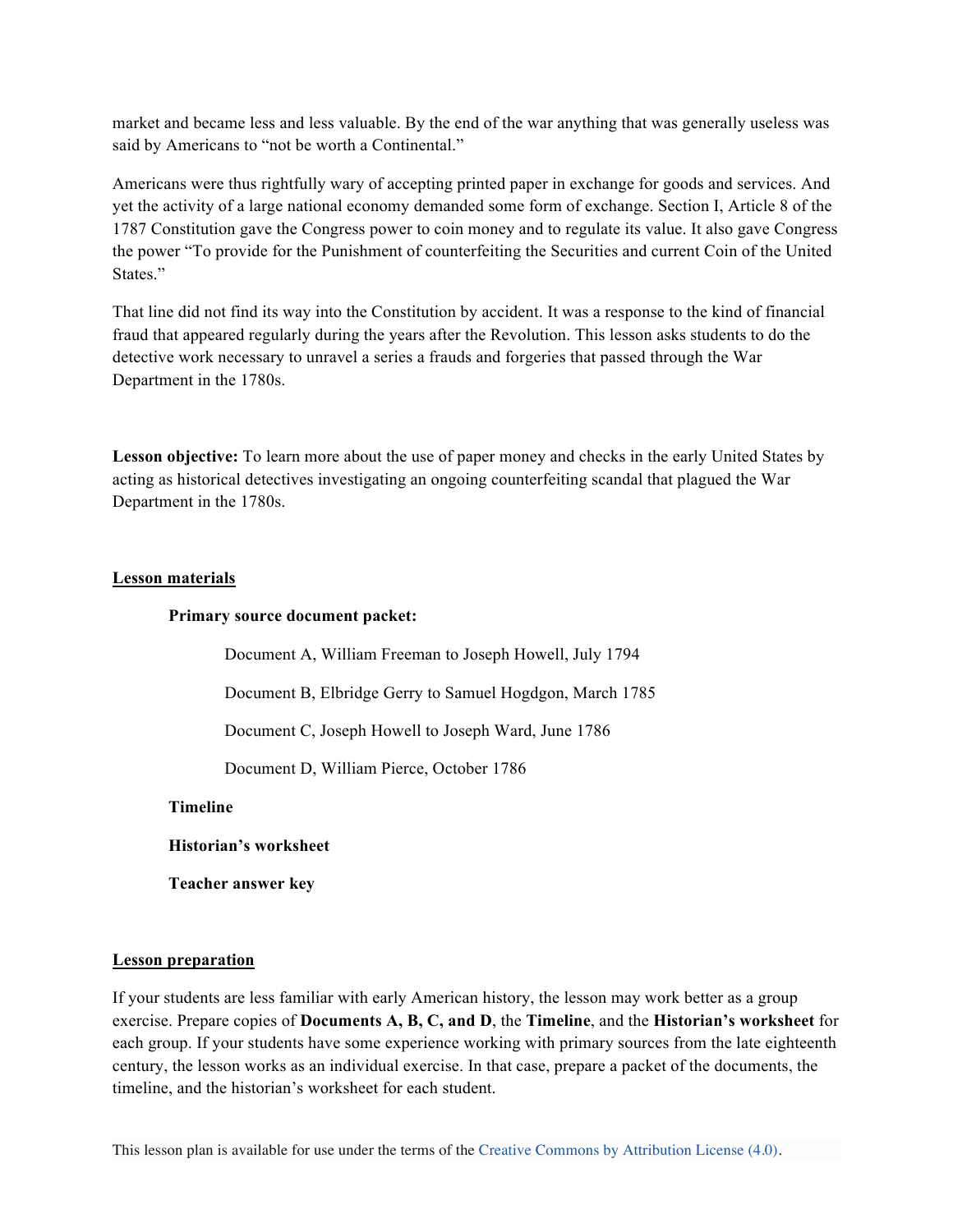market and became less and less valuable. By the end of the war anything that was generally useless was said by Americans to "not be worth a Continental."

Americans were thus rightfully wary of accepting printed paper in exchange for goods and services. And yet the activity of a large national economy demanded some form of exchange. Section I, Article 8 of the 1787 Constitution gave the Congress power to coin money and to regulate its value. It also gave Congress the power "To provide for the Punishment of counterfeiting the Securities and current Coin of the United States."

That line did not find its way into the Constitution by accident. It was a response to the kind of financial fraud that appeared regularly during the years after the Revolution. This lesson asks students to do the detective work necessary to unravel a series a frauds and forgeries that passed through the War Department in the 1780s.

**Lesson objective:** To learn more about the use of paper money and checks in the early United States by acting as historical detectives investigating an ongoing counterfeiting scandal that plagued the War Department in the 1780s.

## Lesson materials

**Primary source document packet:**

- Document A, William Freeman to Joseph Howell, July 1794
- Document B, Elbridge Gerry to Samuel Hogdgon, March 1785
- Document C, Joseph Howell to Joseph Ward, June 1786
- Document D, William Pierce, October 1786

**Timeline**

**Historian's worksheet**

**Teacher answer key**

## Lesson preparation

If your students are less familiar with early American history, the lesson may work better as a group exercise. Prepare copies of **Documents A, B, C, and D**, the **Timeline**, and the **Historian's worksheet** for each group. If your students have some experience working with primary sources from the late eighteenth century, the lesson works as an individual exercise. In that case, prepare a packet of the documents, the timeline, and the historian's worksheet for each student.

This lesson plan is available for use under the terms of the Creative Commons by Attribution License (4.0).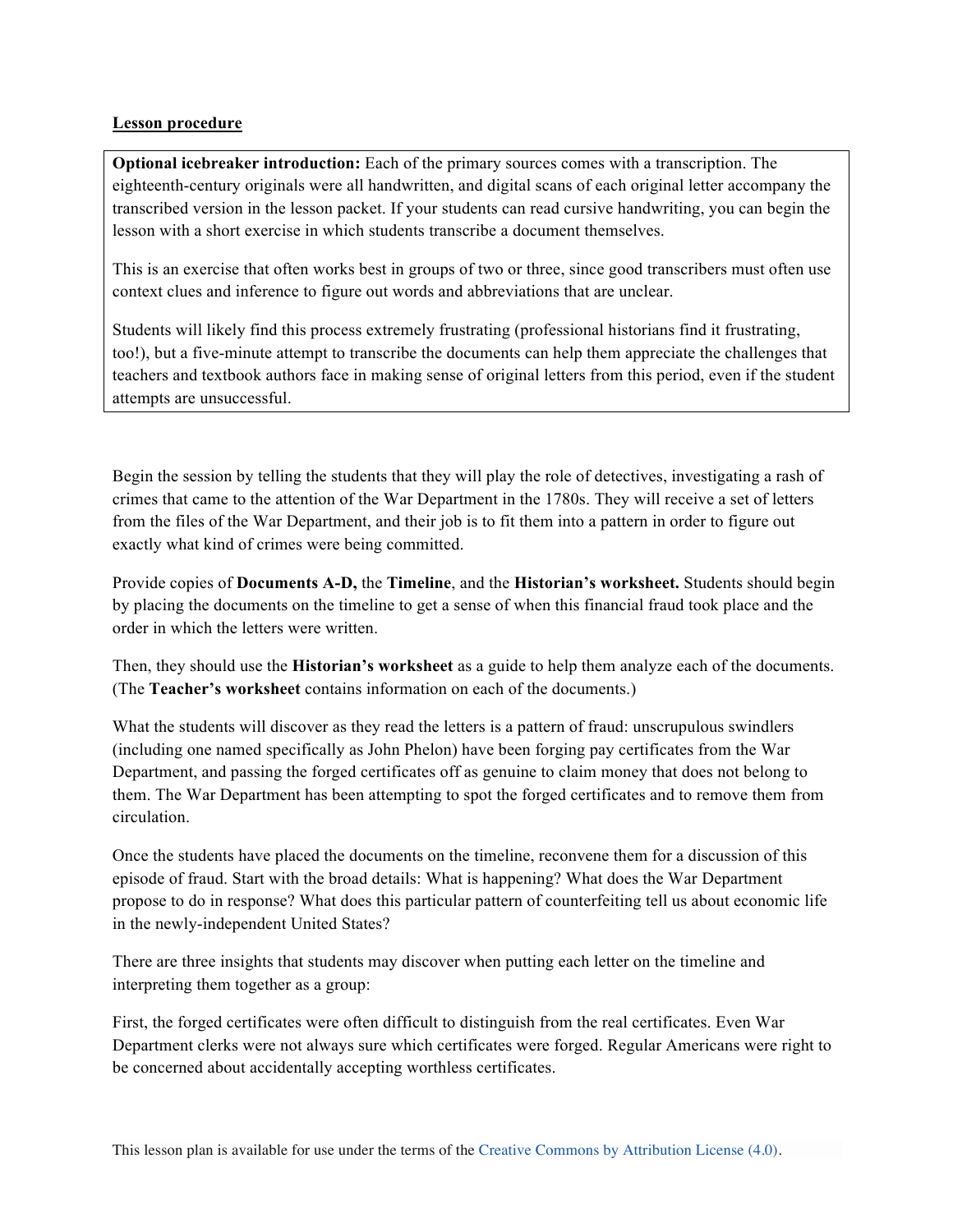**Lesson procedure**

**Optional icebreaker introduction:** Each of the primary sources comes with a transcription. The eighteenth-century originals were all handwritten, and digital scans of each original letter accompany the transcribed version in the lesson packet. If your students can read cursive handwriting, you can begin the lesson with a short exercise in which students transcribe a document themselves.

This is an exercise that often works best in groups of two or three, since good transcribers must often use context clues and inference to figure out words and abbreviations that are unclear.

Students will likely find this process extremely frustrating (professional historians find it frustrating, too!), but a five-minute attempt to transcribe the documents can help them appreciate the challenges that teachers and textbook authors face in making sense of original letters from this period, even if the student attempts are unsuccessful.

Begin the session by telling the students that they will play the role of detectives, investigating a rash of crimes that came to the attention of the War Department in the 1780s. They will receive a set of letters from the files of the War Department, and their job is to fit them into a pattern in order to figure out exactly what kind of crimes were being committed.

Provide copies of **Documents A-D,** the **Timeline**, and the **Historian's worksheet.** Students should begin by placing the documents on the timeline to get a sense of when this financial fraud took place and the order in which the letters were written.

Then, they should use the **Historian's worksheet** as a guide to help them analyze each of the documents. (The **Teacher's worksheet** contains information on each of the documents.)

What the students will discover as they read the letters is a pattern of fraud: unscrupulous swindlers (including one named specifically as John Phelon) have been forging pay certificates from the War Department, and passing the forged certificates off as genuine to claim money that does not belong to them. The War Department has been attempting to spot the forged certificates and to remove them from circulation.

Once the students have placed the documents on the timeline, reconvene them for a discussion of this episode of fraud. Start with the broad details: What is happening? What does the War Department propose to do in response? What does this particular pattern of counterfeiting tell us about economic life in the newly-independent United States?

There are three insights that students may discover when putting each letter on the timeline and interpreting them together as a group:

First, the forged certificates were often difficult to distinguish from the real certificates. Even War Department clerks were not always sure which certificates were forged. Regular Americans were right to be concerned about accidentally accepting worthless certificates.

This lesson plan is available for use under the terms of the Creative Commons by Attribution License (4.0).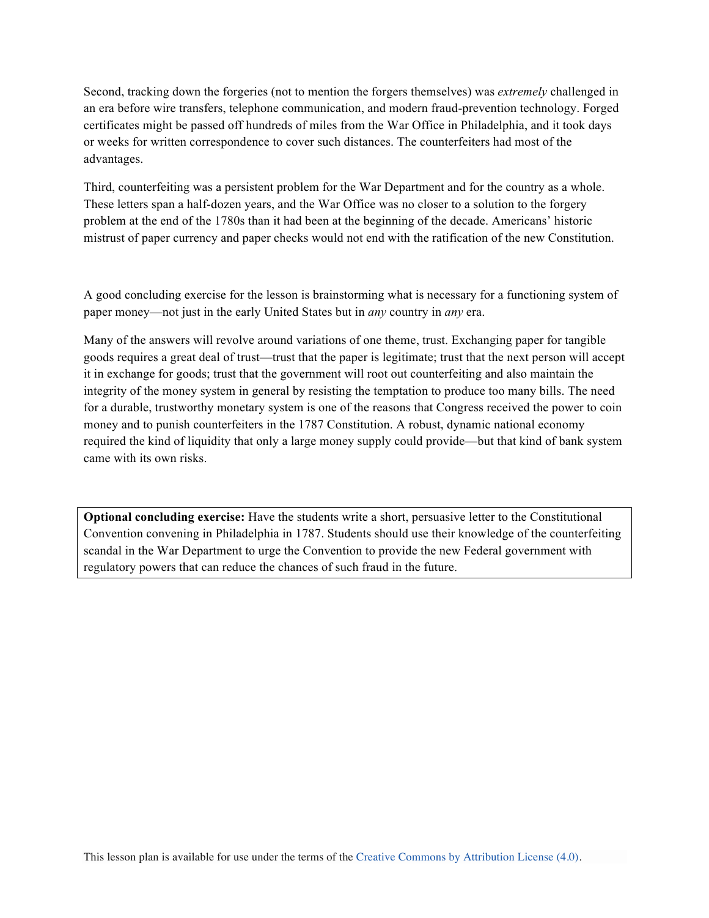Second, tracking down the forgeries (not to mention the forgers themselves) was *extremely* challenged in an era before wire transfers, telephone communication, and modern fraud-prevention technology. Forged certificates might be passed off hundreds of miles from the War Office in Philadelphia, and it took days or weeks for written correspondence to cover such distances. The counterfeiters had most of the advantages.

Third, counterfeiting was a persistent problem for the War Department and for the country as a whole. These letters span a half-dozen years, and the War Office was no closer to a solution to the forgery problem at the end of the 1780s than it had been at the beginning of the decade. Americans' historic mistrust of paper currency and paper checks would not end with the ratification of the new Constitution.

A good concluding exercise for the lesson is brainstorming what is necessary for a functioning system of paper money—not just in the early United States but in *any* country in *any* era.

Many of the answers will revolve around variations of one theme, trust. Exchanging paper for tangible goods requires a great deal of trust—trust that the paper is legitimate; trust that the next person will accept it in exchange for goods; trust that the government will root out counterfeiting and also maintain the integrity of the money system in general by resisting the temptation to produce too many bills. The need for a durable, trustworthy monetary system is one of the reasons that Congress received the power to coin money and to punish counterfeiters in the 1787 Constitution. A robust, dynamic national economy required the kind of liquidity that only a large money supply could provide—but that kind of bank system came with its own risks.

**Optional concluding exercise:** Have the students write a short, persuasive letter to the Constitutional Convention convening in Philadelphia in 1787. Students should use their knowledge of the counterfeiting scandal in the War Department to urge the Convention to provide the new Federal government with regulatory powers that can reduce the chances of such fraud in the future.

This lesson plan is available for use under the terms of the Creative Commons by Attribution License (4.0).